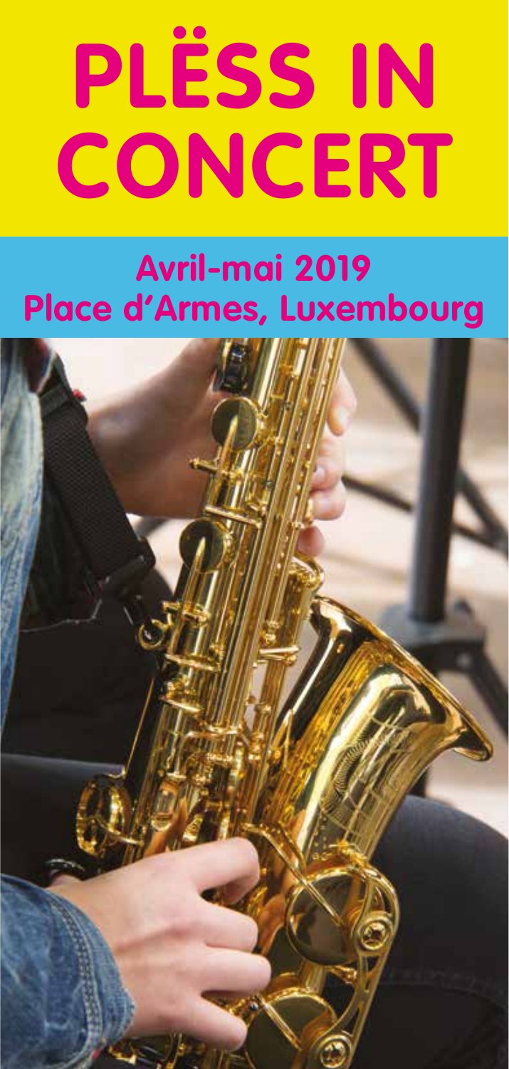# PLËSS IN CONCERT

## Avril-mai 2019
## Place d'Armes, Luxembourg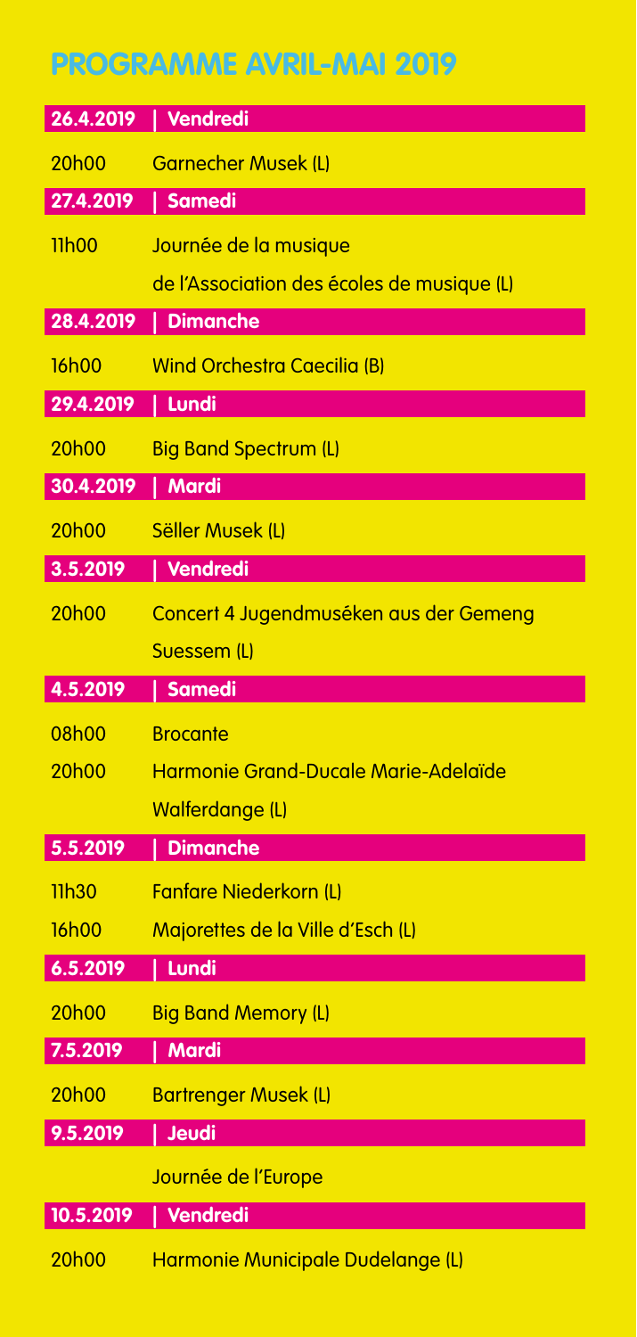# PROGRAMME AVRIL-MAI 2019

**26.4.2019 | Vendredi**

20h00 Garnecher Musek (L)

**27.4.2019 | Samedi**

11h00 Journée de la musique de l'Association des écoles de musique (L)

**28.4.2019 | Dimanche**

16h00 Wind Orchestra Caecilia (B)

**29.4.2019 | Lundi**

20h00 Big Band Spectrum (L)

**30.4.2019 | Mardi**

20h00 Säller Musek (L)

**3.5.2019 | Vendredi**

20h00 Concert 4 Jugendmuséken aus der Gemeng Suessem (L)

**4.5.2019 | Samedi**

08h00 Brocante

20h00 Harmonie Grand-Ducale Marie-Adelaïde Walferdange (L)

**5.5.2019 | Dimanche**

11h30 Fanfare Niederkorn (L)

16h00 Majorettes de la Ville d'Esch (L)

**6.5.2019 | Lundi**

20h00 Big Band Memory (L)

**7.5.2019 | Mardi**

20h00 Bartrenger Musek (L)

**9.5.2019 | Jeudi**

Journée de l'Europe

**10.5.2019 | Vendredi**

20h00 Harmonie Municipale Dudelange (L)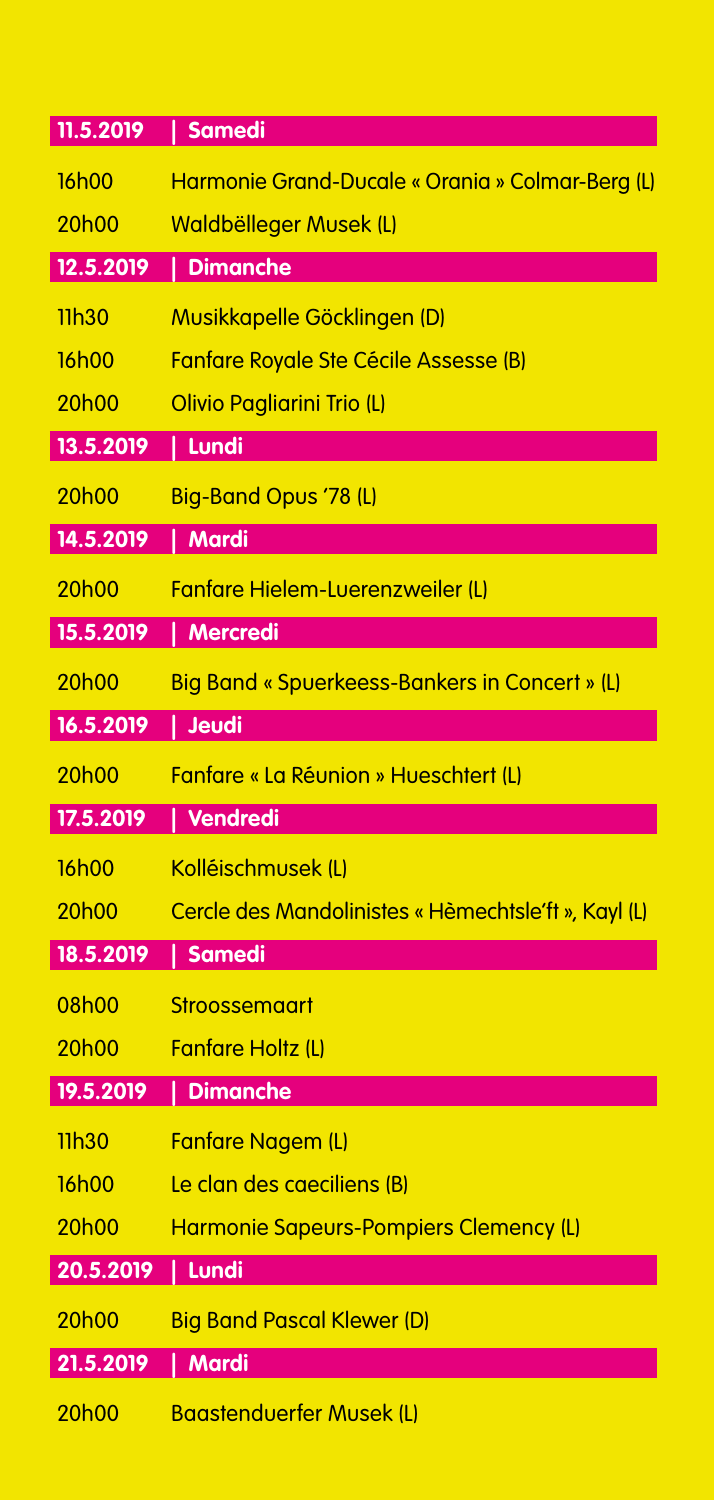## 11.5.2019 | Samedi

| | |
|---|---|
| 16h00 | Harmonie Grand-Ducale « Orania » Colmar-Berg (L) |
| 20h00 | Waldbëlleger Musek (L) |

## 12.5.2019 | Dimanche

| | |
|---|---|
| 11h30 | Musikkapelle Göcklingen (D) |
| 16h00 | Fanfare Royale Ste Cécile Assesse (B) |
| 20h00 | Olivio Pagliarini Trio (L) |

## 13.5.2019 | Lundi

| | |
|---|---|
| 20h00 | Big-Band Opus '78 (L) |

## 14.5.2019 | Mardi

| | |
|---|---|
| 20h00 | Fanfare Hielem-Luerenzweiler (L) |

## 15.5.2019 | Mercredi

| | |
|---|---|
| 20h00 | Big Band « Spuerkeess-Bankers in Concert » (L) |

## 16.5.2019 | Jeudi

| | |
|---|---|
| 20h00 | Fanfare « La Réunion » Hueschtert (L) |

## 17.5.2019 | Vendredi

| | |
|---|---|
| 16h00 | Kolléischmusek (L) |
| 20h00 | Cercle des Mandolinistes « Hëmechtsle'ft », Kayl (L) |

## 18.5.2019 | Samedi

| | |
|---|---|
| 08h00 | Stroossemaart |
| 20h00 | Fanfare Holtz (L) |

## 19.5.2019 | Dimanche

| | |
|---|---|
| 11h30 | Fanfare Nagem (L) |
| 16h00 | Le clan des caeciliens (B) |
| 20h00 | Harmonie Sapeurs-Pompiers Clemency (L) |

## 20.5.2019 | Lundi

| | |
|---|---|
| 20h00 | Big Band Pascal Klewer (D) |

## 21.5.2019 | Mardi

| | |
|---|---|
| 20h00 | Baastenduerfer Musek (L) |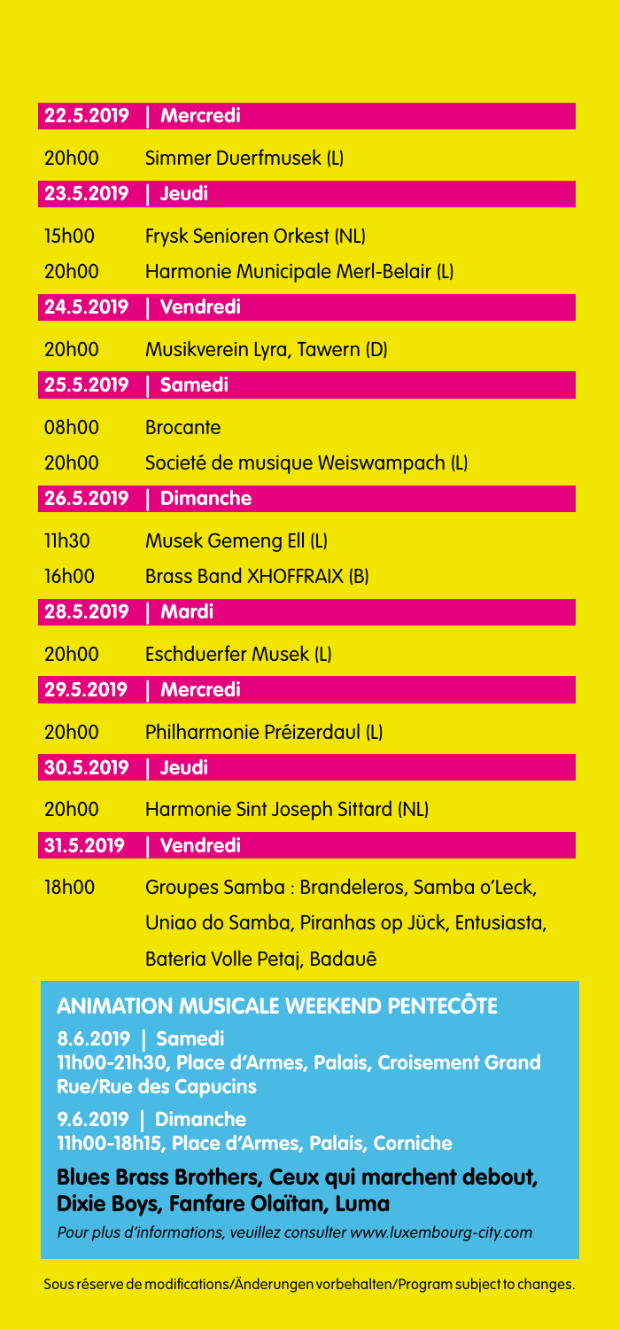**22.5.2019 | Mercredi**

20h00 Simmer Duerfmusek (L)

**23.5.2019 | Jeudi**

15h00 Frysk Senioren Orkest (NL)

20h00 Harmonie Municipale Merl-Belair (L)

**24.5.2019 | Vendredi**

20h00 Musikverein Lyra, Tawern (D)

**25.5.2019 | Samedi**

08h00 Brocante

20h00 Societé de musique Weiswampach (L)

**26.5.2019 | Dimanche**

11h30 Musek Gemeng Ell (L)

16h00 Brass Band XHOFFRAIX (B)

**28.5.2019 | Mardi**

20h00 Eschduerfer Musek (L)

**29.5.2019 | Mercredi**

20h00 Philharmonie Préizerdaul (L)

**30.5.2019 | Jeudi**

20h00 Harmonie Sint Joseph Sittard (NL)

**31.5.2019 | Vendredi**

18h00 Groupes Samba : Brandeleros, Samba o'Leck, Uniao do Samba, Piranhas op Jück, Entusiasta, Bateria Volle Petaj, Badauê

## ANIMATION MUSICALE WEEKEND PENTECÔTE

**8.6.2019 | Samedi**
**11h00-21h30, Place d'Armes, Palais, Croisement Grand Rue/Rue des Capucins**

**9.6.2019 | Dimanche**
**11h00-18h15, Place d'Armes, Palais, Corniche**

**Blues Brass Brothers, Ceux qui marchent debout, Dixie Boys, Fanfare Olaïtan, Luma**

*Pour plus d'informations, veuillez consulter www.luxembourg-city.com*

Sous réserve de modifications/Änderungen vorbehalten/Program subject to changes.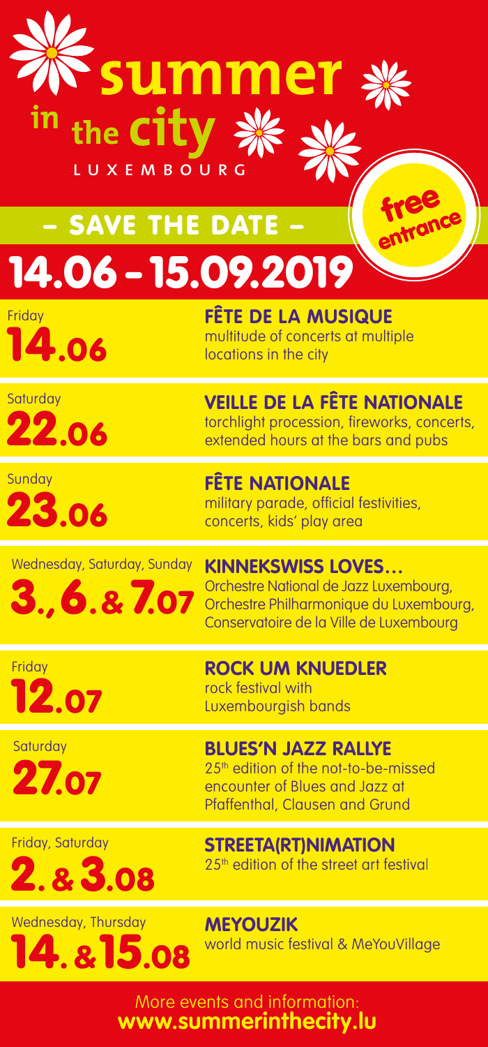# summer in the city

LUXEMBOURG

## – SAVE THE DATE –

free entrance

# 14.06 – 15.09.2019

Friday **14.06**

**FÊTE DE LA MUSIQUE**
multitude of concerts at multiple locations in the city

Saturday **22.06**

**VEILLE DE LA FÊTE NATIONALE**
torchlight procession, fireworks, concerts, extended hours at the bars and pubs

Sunday **23.06**

**FÊTE NATIONALE**
military parade, official festivities, concerts, kids' play area

Wednesday, Saturday, Sunday **3., 6. & 7.07**

**KINNEKSWISS LOVES…**
Orchestre National de Jazz Luxembourg, Orchestre Philharmonique du Luxembourg, Conservatoire de la Ville de Luxembourg

Friday **12.07**

**ROCK UM KNUEDLER**
rock festival with Luxembourgish bands

Saturday **27.07**

**BLUES'N JAZZ RALLYE**
25th edition of the not-to-be-missed encounter of Blues and Jazz at Pfaffenthal, Clausen and Grund

Friday, Saturday **2. & 3.08**

**STREETA(RT)NIMATION**
25th edition of the street art festival

Wednesday, Thursday **14. & 15.08**

**MEYOUZIK**
world music festival & MeYouVillage

More events and information:
**www.summerinthecity.lu**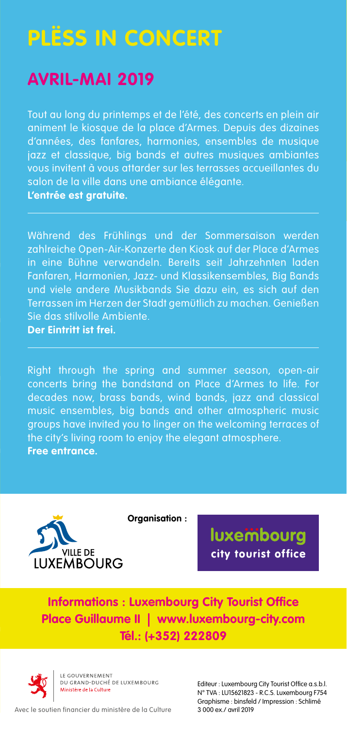# PLËSS IN CONCERT

## AVRIL-MAI 2019

Tout au long du printemps et de l'été, des concerts en plein air animent le kiosque de la place d'Armes. Depuis des dizaines d'années, des fanfares, harmonies, ensembles de musique jazz et classique, big bands et autres musiques ambiantes vous invitent à vous attarder sur les terrasses accueillantes du salon de la ville dans une ambiance élégante.
**L'entrée est gratuite.**

Während des Frühlings und der Sommersaison werden zahlreiche Open-Air-Konzerte den Kiosk auf der Place d'Armes in eine Bühne verwandeln. Bereits seit Jahrzehnten laden Fanfaren, Harmonien, Jazz- und Klassikensembles, Big Bands und viele andere Musikbands Sie dazu ein, es sich auf den Terrassen im Herzen der Stadt gemütlich zu machen. Genießen Sie das stilvolle Ambiente.
**Der Eintritt ist frei.**

Right through the spring and summer season, open-air concerts bring the bandstand on Place d'Armes to life. For decades now, brass bands, wind bands, jazz and classical music ensembles, big bands and other atmospheric music groups have invited you to linger on the welcoming terraces of the city's living room to enjoy the elegant atmosphere.
**Free entrance.**

VILLE DE LUXEMBOURG

**Organisation :**

luxembourg city tourist office

**Informations : Luxembourg City Tourist Office**
**Place Guillaume II | www.luxembourg-city.com**
**Tél.: (+352) 222809**

LE GOUVERNEMENT DU GRAND-DUCHÉ DE LUXEMBOURG
Ministère de la Culture

Avec le soutien financier du ministère de la Culture

Editeur : Luxembourg City Tourist Office a.s.b.l.
N° TVA : LU15621823 - R.C.S. Luxembourg F754
Graphisme : binsfeld / Impression : Schlimé
3 000 ex./ avril 2019